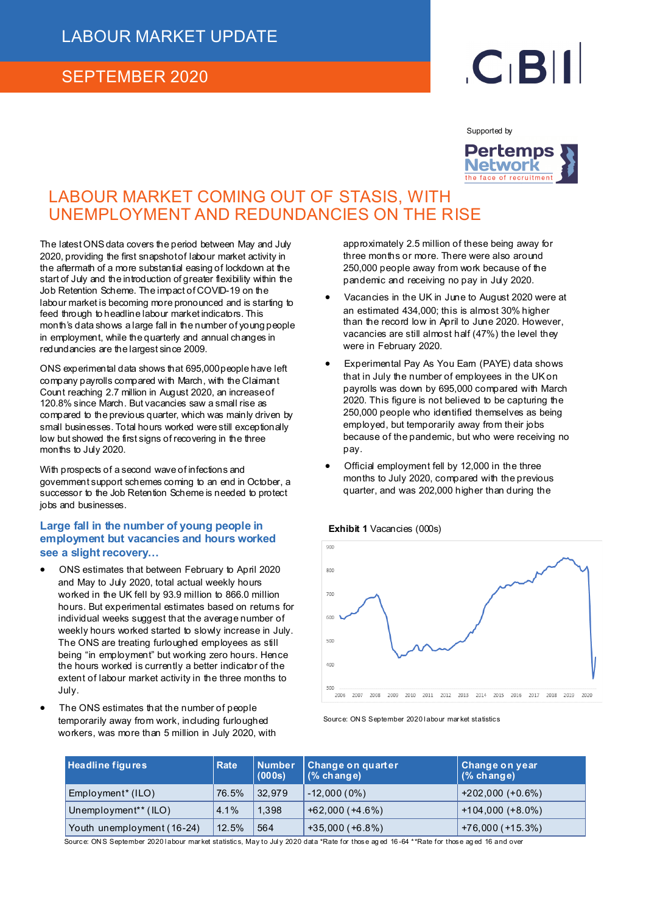# LABOUR MARKET UPDATE

## SEPTEMBER 2020

Supported by Pertemps Network – the face of recruitment

## LABOUR MARKET COMING OUT OF STASIS, WITH UNEMPLOYMENT AND REDUNDANCIES ON THE RISE

The latest ONS data covers the period between May and July 2020, providing the first snapshot of labour market activity in the aftermath of a more substantial easing of lockdown at the start of July and the introduction of greater flexibility within the Job Retention Scheme. The impact of COVID-19 on the labour market is becoming more pronounced and is starting to feed through to headline labour market indicators. This month's data shows a large fall in the number of young people in employment, while the quarterly and annual changes in redundancies are the largest since 2009.

ONS experimental data shows that 695,000 people have left company payrolls compared with March, with the Claimant Count reaching 2.7 million in August 2020, an increase of 120.8% since March. But vacancies saw a small rise as compared to the previous quarter, which was mainly driven by small businesses. Total hours worked were still exceptionally low but showed the first signs of recovering in the three months to July 2020.

With prospects of a second wave of infections and government support schemes coming to an end in October, a successor to the Job Retention Scheme is needed to protect jobs and businesses.

### Large fall in the number of young people in employment but vacancies and hours worked see a slight recovery…

- ONS estimates that between February to April 2020 and May to July 2020, total actual weekly hours worked in the UK fell by 93.9 million to 866.0 million hours. But experimental estimates based on returns for individual weeks suggest that the average number of weekly hours worked started to slowly increase in July. The ONS are treating furloughed employees as still being "in employment" but working zero hours. Hence the hours worked is currently a better indicator of the extent of labour market activity in the three months to July.
- The ONS estimates that the number of people temporarily away from work, including furloughed workers, was more than 5 million in July 2020, with approximately 2.5 million of these being away for three months or more. There were also around 250,000 people away from work because of the pandemic and receiving no pay in July 2020.
- Vacancies in the UK in June to August 2020 were at an estimated 434,000; this is almost 30% higher than the record low in April to June 2020. However, vacancies are still almost half (47%) the level they were in February 2020.
- Experimental Pay As You Earn (PAYE) data shows that in July the number of employees in the UK on payrolls was down by 695,000 compared with March 2020. This figure is not believed to be capturing the 250,000 people who identified themselves as being employed, but temporarily away from their jobs because of the pandemic, but who were receiving no pay.
- Official employment fell by 12,000 in the three months to July 2020, compared with the previous quarter, and was 202,000 higher than during the

**Exhibit 1** Vacancies (000s)

Source: ONS September 2020 labour market statistics

| Headline figures | Rate | Number (000s) | Change on quarter (% change) | Change on year (% change) |
|---|---|---|---|---|
| Employment* (ILO) | 76.5% | 32,979 | -12,000 (0%) | +202,000 (+0.6%) |
| Unemployment** (ILO) | 4.1% | 1,398 | +62,000 (+4.6%) | +104,000 (+8.0%) |
| Youth unemployment (16-24) | 12.5% | 564 | +35,000 (+6.8%) | +76,000 (+15.3%) |

Source: ONS September 2020 labour market statistics, May to July 2020 data *Rate for those aged 16-64 **Rate for those aged 16 and over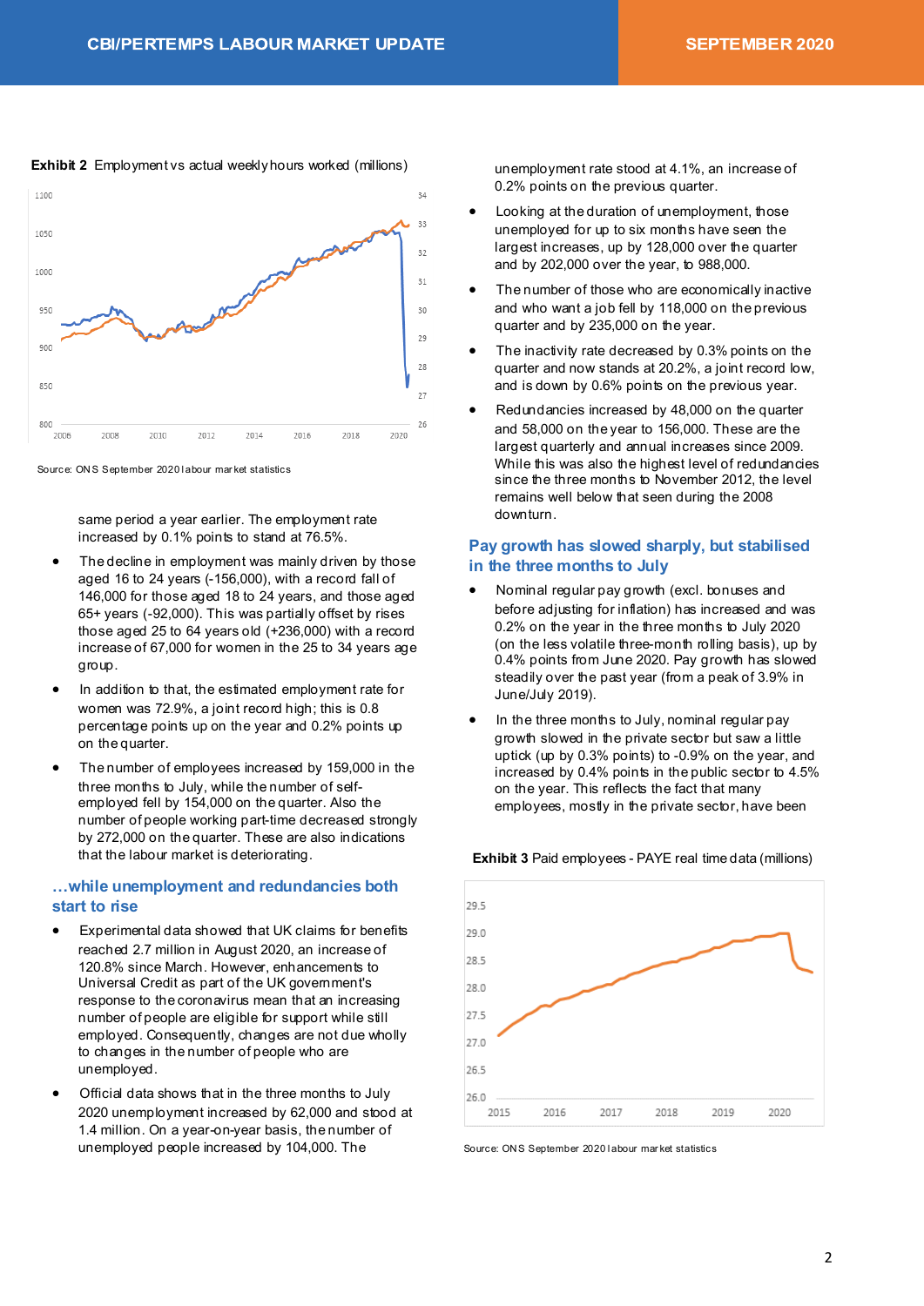**Exhibit 2** Employment vs actual weekly hours worked (millions)

Source: ONS September 2020 labour market statistics

same period a year earlier. The employment rate increased by 0.1% points to stand at 76.5%.

- The decline in employment was mainly driven by those aged 16 to 24 years (-156,000), with a record fall of 146,000 for those aged 18 to 24 years, and those aged 65+ years (-92,000). This was partially offset by rises those aged 25 to 64 years old (+236,000) with a record increase of 67,000 for women in the 25 to 34 years age group.
- In addition to that, the estimated employment rate for women was 72.9%, a joint record high; this is 0.8 percentage points up on the year and 0.2% points up on the quarter.
- The number of employees increased by 159,000 in the three months to July, while the number of self-employed fell by 154,000 on the quarter. Also the number of people working part-time decreased strongly by 272,000 on the quarter. These are also indications that the labour market is deteriorating.

## …while unemployment and redundancies both start to rise

- Experimental data showed that UK claims for benefits reached 2.7 million in August 2020, an increase of 120.8% since March. However, enhancements to Universal Credit as part of the UK government's response to the coronavirus mean that an increasing number of people are eligible for support while still employed. Consequently, changes are not due wholly to changes in the number of people who are unemployed.
- Official data shows that in the three months to July 2020 unemployment increased by 62,000 and stood at 1.4 million. On a year-on-year basis, the number of unemployed people increased by 104,000. The unemployment rate stood at 4.1%, an increase of 0.2% points on the previous quarter.
- Looking at the duration of unemployment, those unemployed for up to six months have seen the largest increases, up by 128,000 over the quarter and by 202,000 over the year, to 988,000.
- The number of those who are economically inactive and who want a job fell by 118,000 on the previous quarter and by 235,000 on the year.
- The inactivity rate decreased by 0.3% points on the quarter and now stands at 20.2%, a joint record low, and is down by 0.6% points on the previous year.
- Redundancies increased by 48,000 on the quarter and 58,000 on the year to 156,000. These are the largest quarterly and annual increases since 2009. While this was also the highest level of redundancies since the three months to November 2012, the level remains well below that seen during the 2008 downturn.

## Pay growth has slowed sharply, but stabilised in the three months to July

- Nominal regular pay growth (excl. bonuses and before adjusting for inflation) has increased and was 0.2% on the year in the three months to July 2020 (on the less volatile three-month rolling basis), up by 0.4% points from June 2020. Pay growth has slowed steadily over the past year (from a peak of 3.9% in June/July 2019).
- In the three months to July, nominal regular pay growth slowed in the private sector but saw a little uptick (up by 0.3% points) to -0.9% on the year, and increased by 0.4% points in the public sector to 4.5% on the year. This reflects the fact that many employees, mostly in the private sector, have been

**Exhibit 3** Paid employees - PAYE real time data (millions)

Source: ONS September 2020 labour market statistics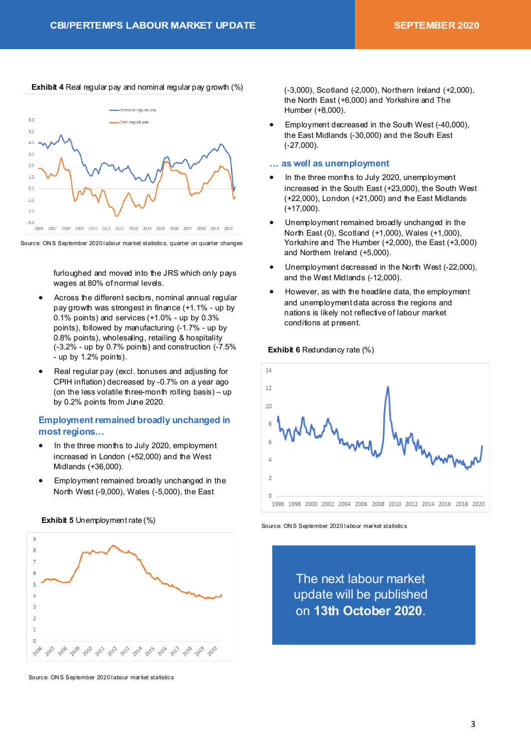**Exhibit 4** Real regular pay and nominal regular pay growth (%)

Source: ONS September 2020 labour market statistics, quarter on quarter changes

furloughed and moved into the JRS which only pays wages at 80% of normal levels.

- Across the different sectors, nominal annual regular pay growth was strongest in finance (+1.1% - up by 0.1% points) and services (+1.0% - up by 0.3% points), followed by manufacturing (-1.7% - up by 0.8% points), wholesaling, retailing & hospitality (-3.2% - up by 0.7% points) and construction (-7.5% - up by 1.2% points).
- Real regular pay (excl. bonuses and adjusting for CPIH inflation) decreased by -0.7% on a year ago (on the less volatile three-month rolling basis) – up by 0.2% points from June 2020.

## Employment remained broadly unchanged in most regions…

- In the three months to July 2020, employment increased in London (+52,000) and the West Midlands (+36,000).
- Employment remained broadly unchanged in the North West (-9,000), Wales (-5,000), the East (-3,000), Scotland (-2,000), Northern Ireland (+2,000), the North East (+6,000) and Yorkshire and The Humber (+8,000).
- Employment decreased in the South West (-40,000), the East Midlands (-30,000) and the South East (-27,000).

**Exhibit 5** Unemployment rate (%)

Source: ONS September 2020 labour market statistics

## … as well as unemployment

- In the three months to July 2020, unemployment increased in the South East (+23,000), the South West (+22,000), London (+21,000) and the East Midlands (+17,000).
- Unemployment remained broadly unchanged in the North East (0), Scotland (+1,000), Wales (+1,000), Yorkshire and The Humber (+2,000), the East (+3,000) and Northern Ireland (+5,000).
- Unemployment decreased in the North West (-22,000), and the West Midlands (-12,000).
- However, as with the headline data, the employment and unemployment data across the regions and nations is likely not reflective of labour market conditions at present.

**Exhibit 6** Redundancy rate (%)

Source: ONS September 2020 labour market statistics

The next labour market update will be published on **13th October 2020**.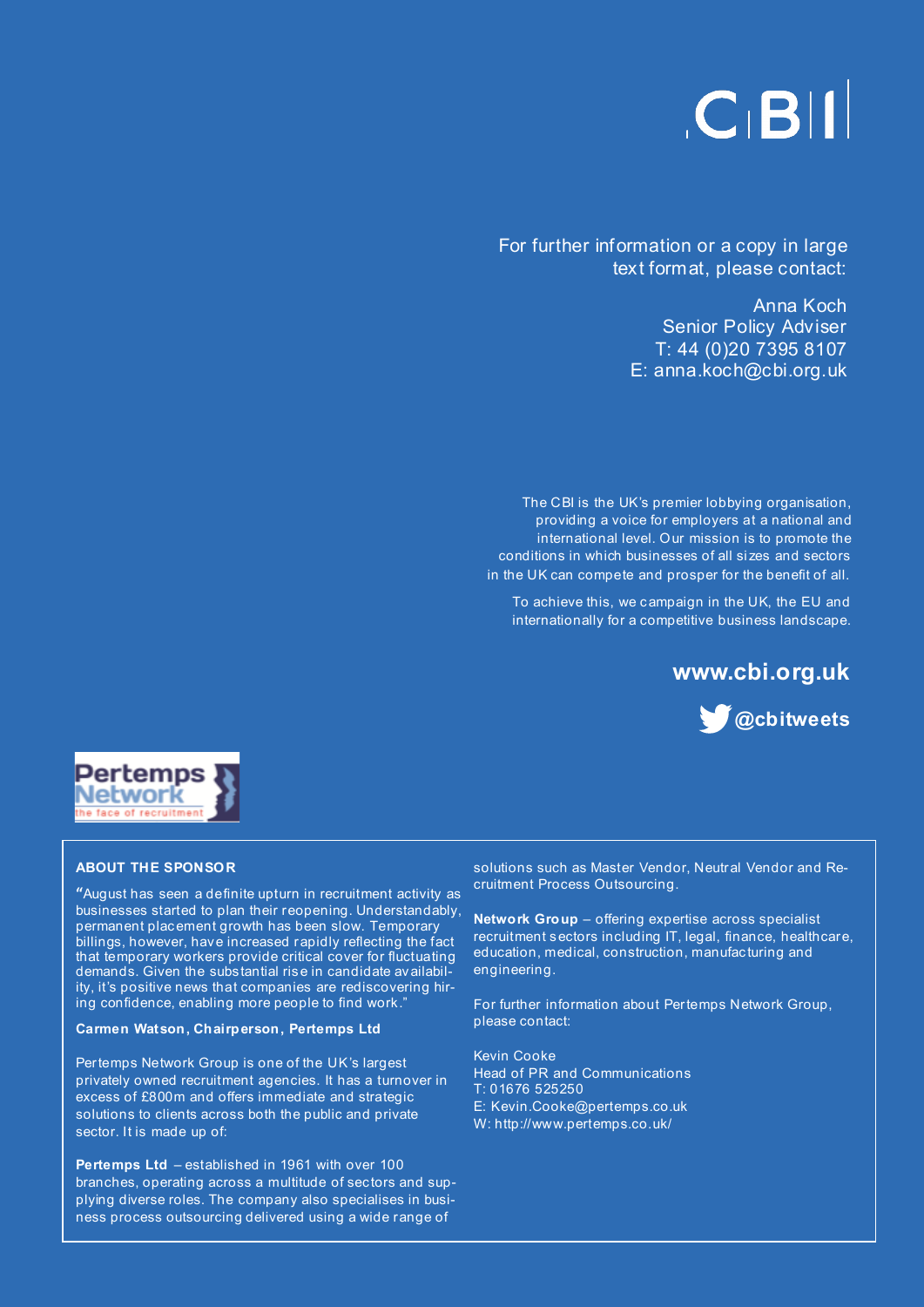For further information or a copy in large text format, please contact:

Anna Koch
Senior Policy Adviser
T: 44 (0)20 7395 8107
E: anna.koch@cbi.org.uk

The CBI is the UK's premier lobbying organisation, providing a voice for employers at a national and international level. Our mission is to promote the conditions in which businesses of all sizes and sectors in the UK can compete and prosper for the benefit of all.

To achieve this, we campaign in the UK, the EU and internationally for a competitive business landscape.

**www.cbi.org.uk**

**@cbitweets**

### ABOUT THE SPONSOR

"August has seen a definite upturn in recruitment activity as businesses started to plan their reopening. Understandably, permanent placement growth has been slow. Temporary billings, however, have increased rapidly reflecting the fact that temporary workers provide critical cover for fluctuating demands. Given the substantial rise in candidate availability, it's positive news that companies are rediscovering hiring confidence, enabling more people to find work."

**Carmen Watson, Chairperson, Pertemps Ltd**

Pertemps Network Group is one of the UK's largest privately owned recruitment agencies. It has a turnover in excess of £800m and offers immediate and strategic solutions to clients across both the public and private sector. It is made up of:

**Pertemps Ltd** – established in 1961 with over 100 branches, operating across a multitude of sectors and supplying diverse roles. The company also specialises in business process outsourcing delivered using a wide range of solutions such as Master Vendor, Neutral Vendor and Recruitment Process Outsourcing.

**Network Group** – offering expertise across specialist recruitment sectors including IT, legal, finance, healthcare, education, medical, construction, manufacturing and engineering.

For further information about Pertemps Network Group, please contact:

Kevin Cooke
Head of PR and Communications
T: 01676 525250
E: Kevin.Cooke@pertemps.co.uk
W: http://www.pertemps.co.uk/